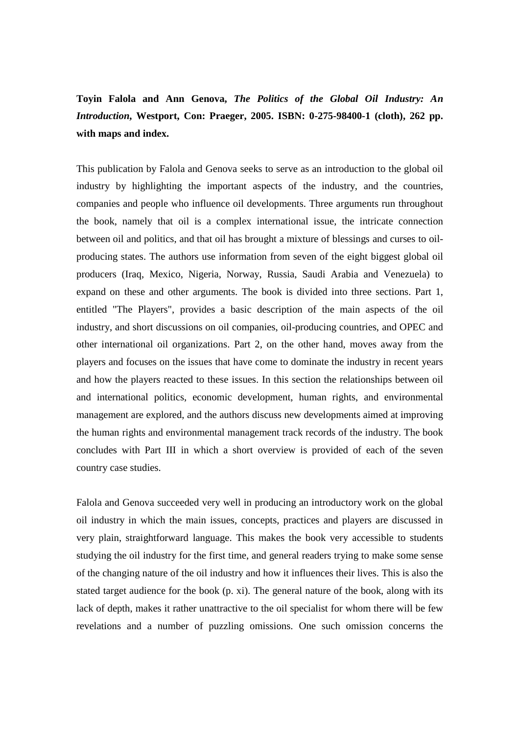**Toyin Falola and Ann Genova, *The Politics of the Global Oil Industry: An Introduction*, Westport, Con: Praeger, 2005. ISBN: 0-275-98400-1 (cloth), 262 pp. with maps and index.**

This publication by Falola and Genova seeks to serve as an introduction to the global oil industry by highlighting the important aspects of the industry, and the countries, companies and people who influence oil developments. Three arguments run throughout the book, namely that oil is a complex international issue, the intricate connection between oil and politics, and that oil has brought a mixture of blessings and curses to oil-producing states. The authors use information from seven of the eight biggest global oil producers (Iraq, Mexico, Nigeria, Norway, Russia, Saudi Arabia and Venezuela) to expand on these and other arguments. The book is divided into three sections. Part 1, entitled "The Players", provides a basic description of the main aspects of the oil industry, and short discussions on oil companies, oil-producing countries, and OPEC and other international oil organizations. Part 2, on the other hand, moves away from the players and focuses on the issues that have come to dominate the industry in recent years and how the players reacted to these issues. In this section the relationships between oil and international politics, economic development, human rights, and environmental management are explored, and the authors discuss new developments aimed at improving the human rights and environmental management track records of the industry. The book concludes with Part III in which a short overview is provided of each of the seven country case studies.

Falola and Genova succeeded very well in producing an introductory work on the global oil industry in which the main issues, concepts, practices and players are discussed in very plain, straightforward language. This makes the book very accessible to students studying the oil industry for the first time, and general readers trying to make some sense of the changing nature of the oil industry and how it influences their lives. This is also the stated target audience for the book (p. xi). The general nature of the book, along with its lack of depth, makes it rather unattractive to the oil specialist for whom there will be few revelations and a number of puzzling omissions. One such omission concerns the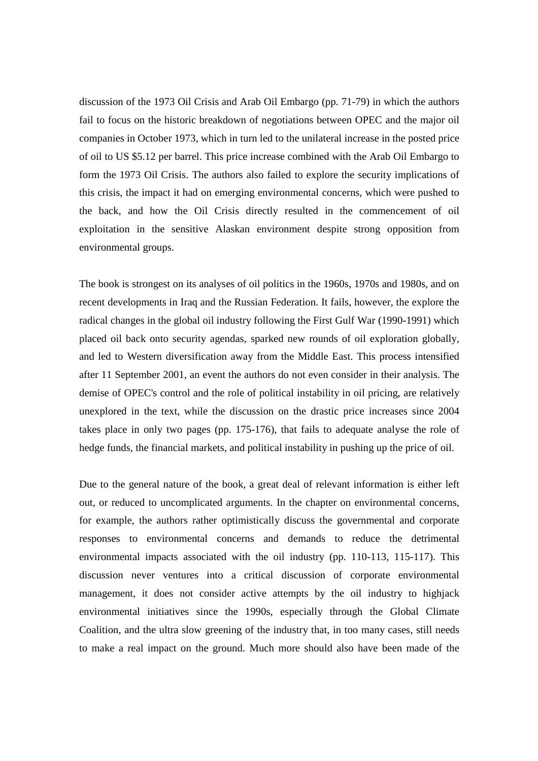discussion of the 1973 Oil Crisis and Arab Oil Embargo (pp. 71-79) in which the authors fail to focus on the historic breakdown of negotiations between OPEC and the major oil companies in October 1973, which in turn led to the unilateral increase in the posted price of oil to US $5.12 per barrel. This price increase combined with the Arab Oil Embargo to form the 1973 Oil Crisis. The authors also failed to explore the security implications of this crisis, the impact it had on emerging environmental concerns, which were pushed to the back, and how the Oil Crisis directly resulted in the commencement of oil exploitation in the sensitive Alaskan environment despite strong opposition from environmental groups.

The book is strongest on its analyses of oil politics in the 1960s, 1970s and 1980s, and on recent developments in Iraq and the Russian Federation. It fails, however, the explore the radical changes in the global oil industry following the First Gulf War (1990-1991) which placed oil back onto security agendas, sparked new rounds of oil exploration globally, and led to Western diversification away from the Middle East. This process intensified after 11 September 2001, an event the authors do not even consider in their analysis. The demise of OPEC's control and the role of political instability in oil pricing, are relatively unexplored in the text, while the discussion on the drastic price increases since 2004 takes place in only two pages (pp. 175-176), that fails to adequate analyse the role of hedge funds, the financial markets, and political instability in pushing up the price of oil.

Due to the general nature of the book, a great deal of relevant information is either left out, or reduced to uncomplicated arguments. In the chapter on environmental concerns, for example, the authors rather optimistically discuss the governmental and corporate responses to environmental concerns and demands to reduce the detrimental environmental impacts associated with the oil industry (pp. 110-113, 115-117). This discussion never ventures into a critical discussion of corporate environmental management, it does not consider active attempts by the oil industry to highjack environmental initiatives since the 1990s, especially through the Global Climate Coalition, and the ultra slow greening of the industry that, in too many cases, still needs to make a real impact on the ground. Much more should also have been made of the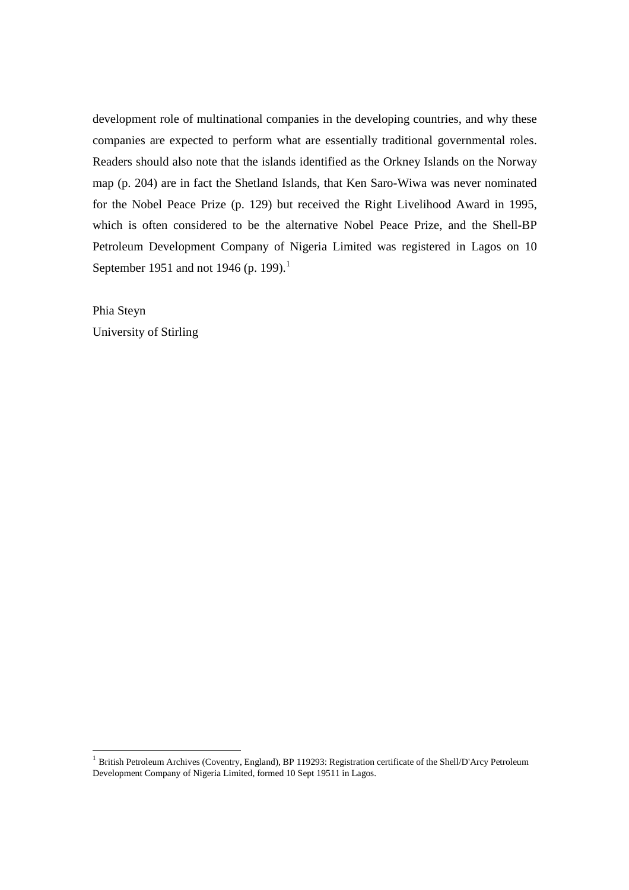development role of multinational companies in the developing countries, and why these companies are expected to perform what are essentially traditional governmental roles. Readers should also note that the islands identified as the Orkney Islands on the Norway map (p. 204) are in fact the Shetland Islands, that Ken Saro-Wiwa was never nominated for the Nobel Peace Prize (p. 129) but received the Right Livelihood Award in 1995, which is often considered to be the alternative Nobel Peace Prize, and the Shell-BP Petroleum Development Company of Nigeria Limited was registered in Lagos on 10 September 1951 and not 1946 (p. 199).[1]

Phia Steyn
University of Stirling

---

[1] British Petroleum Archives (Coventry, England), BP 119293: Registration certificate of the Shell/D'Arcy Petroleum Development Company of Nigeria Limited, formed 10 Sept 19511 in Lagos.